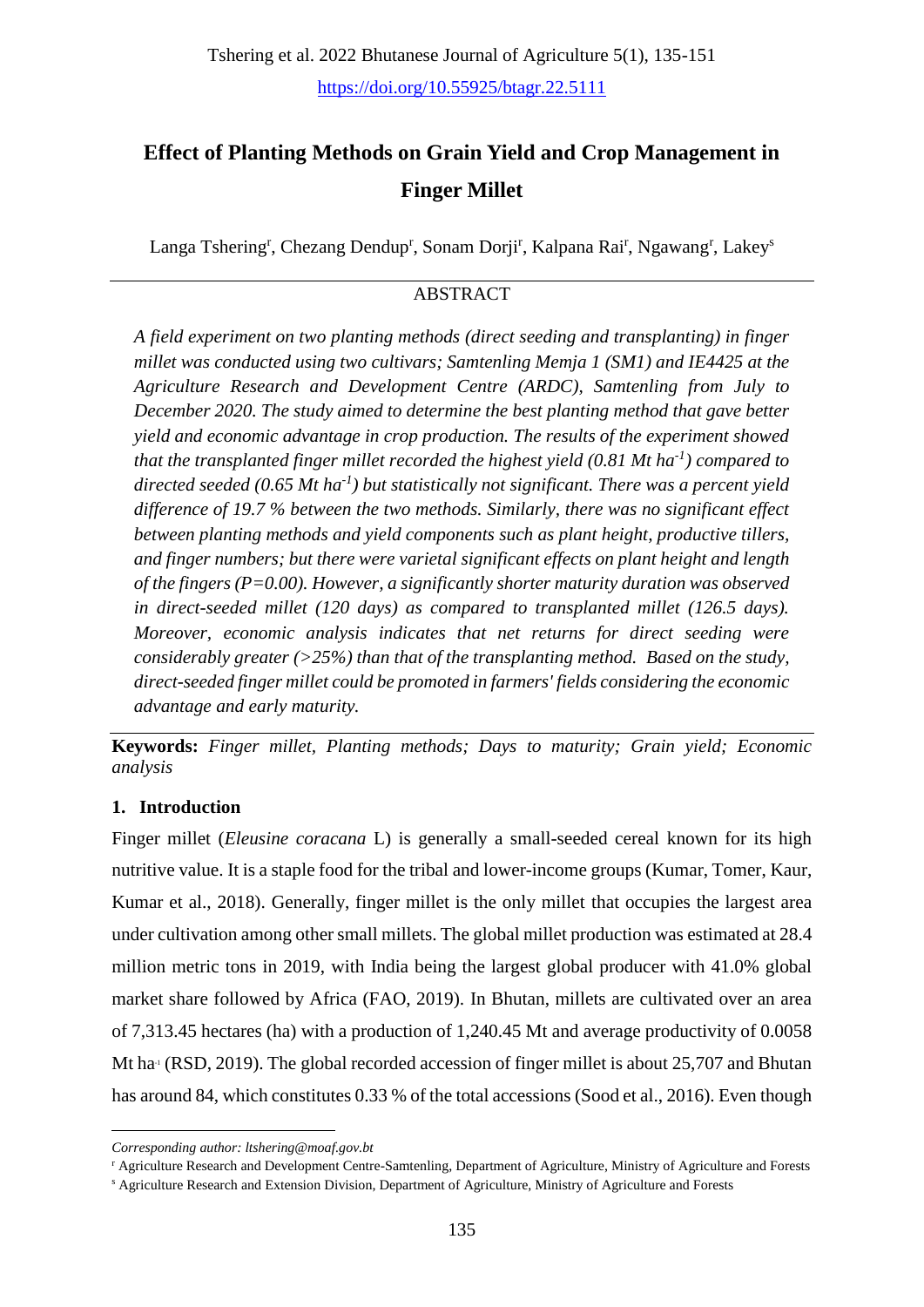# Effect of Planting Methods on Grain Yield and Crop Management in Finger Millet

Langa Tshering[r], Chezang Dendup[r], Sonam Dorji[r], Kalpana Rai[r], Ngawang[r], Lakey[s]

## ABSTRACT

*A field experiment on two planting methods (direct seeding and transplanting) in finger millet was conducted using two cultivars; Samtenling Memja 1 (SM1) and IE4425 at the Agriculture Research and Development Centre (ARDC), Samtenling from July to December 2020. The study aimed to determine the best planting method that gave better yield and economic advantage in crop production. The results of the experiment showed that the transplanted finger millet recorded the highest yield (0.81 Mt ha$^{-1}$) compared to directed seeded (0.65 Mt ha$^{-1}$) but statistically not significant. There was a percent yield difference of 19.7 % between the two methods. Similarly, there was no significant effect between planting methods and yield components such as plant height, productive tillers, and finger numbers; but there were varietal significant effects on plant height and length of the fingers (P=0.00). However, a significantly shorter maturity duration was observed in direct-seeded millet (120 days) as compared to transplanted millet (126.5 days). Moreover, economic analysis indicates that net returns for direct seeding were considerably greater (>25%) than that of the transplanting method. Based on the study, direct-seeded finger millet could be promoted in farmers' fields considering the economic advantage and early maturity.*

**Keywords:** *Finger millet, Planting methods; Days to maturity; Grain yield; Economic analysis*

## 1. Introduction

Finger millet (*Eleusine coracana* L) is generally a small-seeded cereal known for its high nutritive value. It is a staple food for the tribal and lower-income groups (Kumar, Tomer, Kaur, Kumar et al., 2018). Generally, finger millet is the only millet that occupies the largest area under cultivation among other small millets. The global millet production was estimated at 28.4 million metric tons in 2019, with India being the largest global producer with 41.0% global market share followed by Africa (FAO, 2019). In Bhutan, millets are cultivated over an area of 7,313.45 hectares (ha) with a production of 1,240.45 Mt and average productivity of 0.0058 Mt ha$^{-1}$ (RSD, 2019). The global recorded accession of finger millet is about 25,707 and Bhutan has around 84, which constitutes 0.33 % of the total accessions (Sood et al., 2016). Even though

---

*Corresponding author: ltshering@moaf.gov.bt*

[r] Agriculture Research and Development Centre-Samtenling, Department of Agriculture, Ministry of Agriculture and Forests

[s] Agriculture Research and Extension Division, Department of Agriculture, Ministry of Agriculture and Forests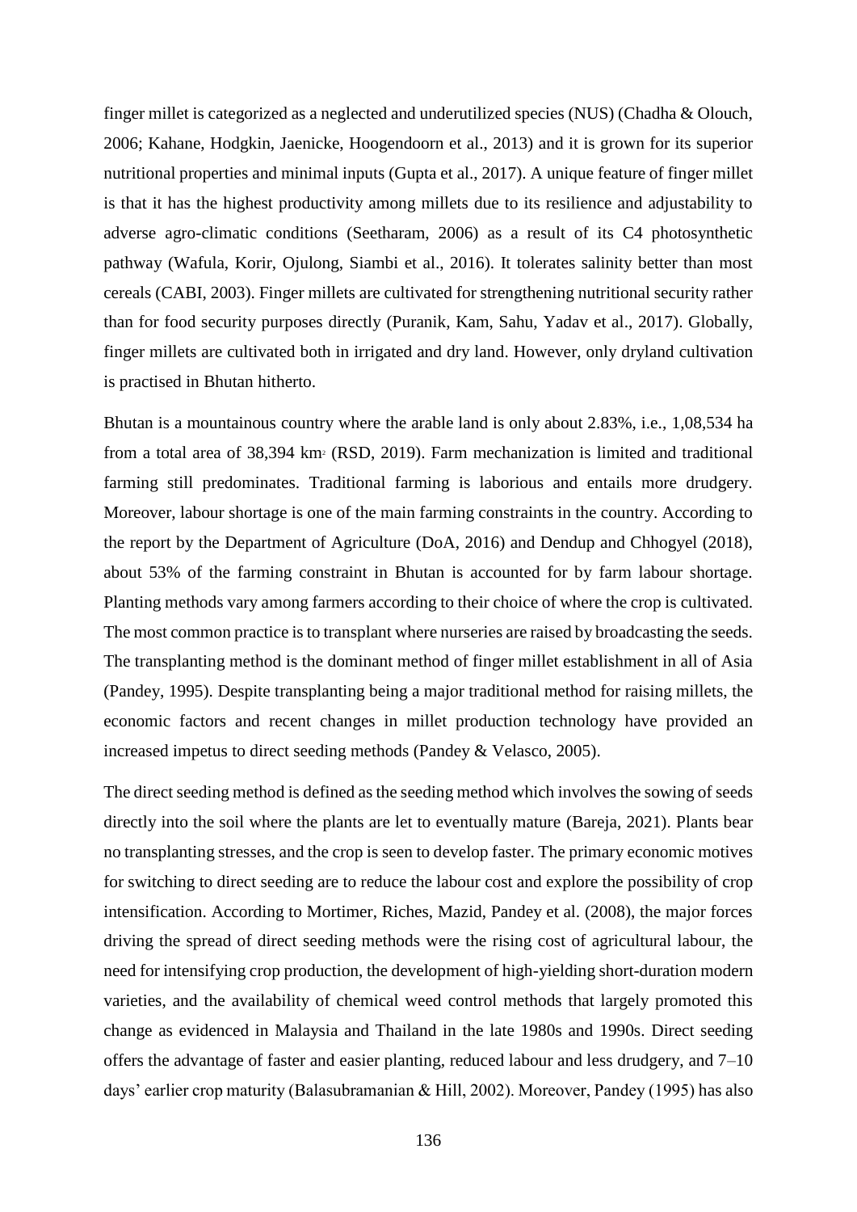finger millet is categorized as a neglected and underutilized species (NUS) (Chadha & Olouch, 2006; Kahane, Hodgkin, Jaenicke, Hoogendoorn et al., 2013) and it is grown for its superior nutritional properties and minimal inputs (Gupta et al., 2017). A unique feature of finger millet is that it has the highest productivity among millets due to its resilience and adjustability to adverse agro-climatic conditions (Seetharam, 2006) as a result of its C4 photosynthetic pathway (Wafula, Korir, Ojulong, Siambi et al., 2016). It tolerates salinity better than most cereals (CABI, 2003). Finger millets are cultivated for strengthening nutritional security rather than for food security purposes directly (Puranik, Kam, Sahu, Yadav et al., 2017). Globally, finger millets are cultivated both in irrigated and dry land. However, only dryland cultivation is practised in Bhutan hitherto.

Bhutan is a mountainous country where the arable land is only about 2.83%, i.e., 1,08,534 ha from a total area of 38,394 km$^2$ (RSD, 2019). Farm mechanization is limited and traditional farming still predominates. Traditional farming is laborious and entails more drudgery. Moreover, labour shortage is one of the main farming constraints in the country. According to the report by the Department of Agriculture (DoA, 2016) and Dendup and Chhogyel (2018), about 53% of the farming constraint in Bhutan is accounted for by farm labour shortage. Planting methods vary among farmers according to their choice of where the crop is cultivated. The most common practice is to transplant where nurseries are raised by broadcasting the seeds. The transplanting method is the dominant method of finger millet establishment in all of Asia (Pandey, 1995). Despite transplanting being a major traditional method for raising millets, the economic factors and recent changes in millet production technology have provided an increased impetus to direct seeding methods (Pandey & Velasco, 2005).

The direct seeding method is defined as the seeding method which involves the sowing of seeds directly into the soil where the plants are let to eventually mature (Bareja, 2021). Plants bear no transplanting stresses, and the crop is seen to develop faster. The primary economic motives for switching to direct seeding are to reduce the labour cost and explore the possibility of crop intensification. According to Mortimer, Riches, Mazid, Pandey et al. (2008), the major forces driving the spread of direct seeding methods were the rising cost of agricultural labour, the need for intensifying crop production, the development of high-yielding short-duration modern varieties, and the availability of chemical weed control methods that largely promoted this change as evidenced in Malaysia and Thailand in the late 1980s and 1990s. Direct seeding offers the advantage of faster and easier planting, reduced labour and less drudgery, and 7–10 days' earlier crop maturity (Balasubramanian & Hill, 2002). Moreover, Pandey (1995) has also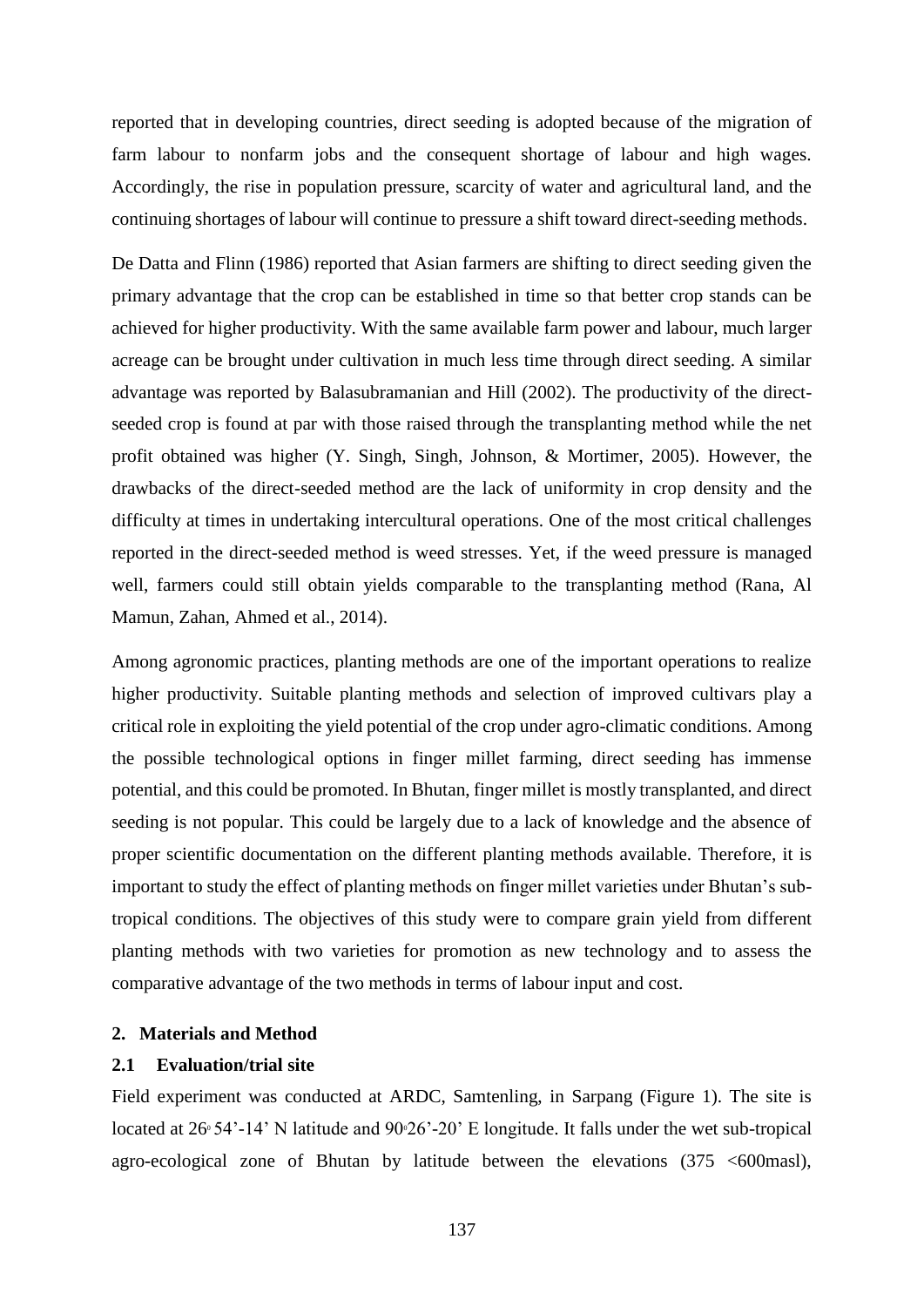reported that in developing countries, direct seeding is adopted because of the migration of farm labour to nonfarm jobs and the consequent shortage of labour and high wages. Accordingly, the rise in population pressure, scarcity of water and agricultural land, and the continuing shortages of labour will continue to pressure a shift toward direct-seeding methods.

De Datta and Flinn (1986) reported that Asian farmers are shifting to direct seeding given the primary advantage that the crop can be established in time so that better crop stands can be achieved for higher productivity. With the same available farm power and labour, much larger acreage can be brought under cultivation in much less time through direct seeding. A similar advantage was reported by Balasubramanian and Hill (2002). The productivity of the direct-seeded crop is found at par with those raised through the transplanting method while the net profit obtained was higher (Y. Singh, Singh, Johnson, & Mortimer, 2005). However, the drawbacks of the direct-seeded method are the lack of uniformity in crop density and the difficulty at times in undertaking intercultural operations. One of the most critical challenges reported in the direct-seeded method is weed stresses. Yet, if the weed pressure is managed well, farmers could still obtain yields comparable to the transplanting method (Rana, Al Mamun, Zahan, Ahmed et al., 2014).

Among agronomic practices, planting methods are one of the important operations to realize higher productivity. Suitable planting methods and selection of improved cultivars play a critical role in exploiting the yield potential of the crop under agro-climatic conditions. Among the possible technological options in finger millet farming, direct seeding has immense potential, and this could be promoted. In Bhutan, finger millet is mostly transplanted, and direct seeding is not popular. This could be largely due to a lack of knowledge and the absence of proper scientific documentation on the different planting methods available. Therefore, it is important to study the effect of planting methods on finger millet varieties under Bhutan's sub-tropical conditions. The objectives of this study were to compare grain yield from different planting methods with two varieties for promotion as new technology and to assess the comparative advantage of the two methods in terms of labour input and cost.

## 2. Materials and Method

### 2.1 Evaluation/trial site

Field experiment was conducted at ARDC, Samtenling, in Sarpang (Figure 1). The site is located at 26° 54'-14' N latitude and 90°26'-20' E longitude. It falls under the wet sub-tropical agro-ecological zone of Bhutan by latitude between the elevations (375 <600masl),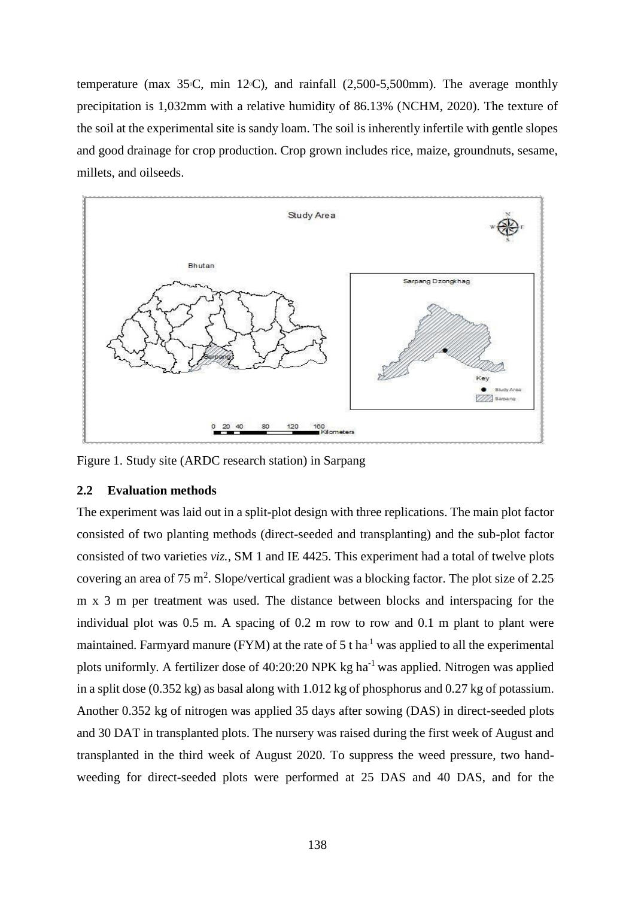temperature (max 35°C, min 12°C), and rainfall (2,500-5,500mm). The average monthly precipitation is 1,032mm with a relative humidity of 86.13% (NCHM, 2020). The texture of the soil at the experimental site is sandy loam. The soil is inherently infertile with gentle slopes and good drainage for crop production. Crop grown includes rice, maize, groundnuts, sesame, millets, and oilseeds.

Figure 1. Study site (ARDC research station) in Sarpang

### 2.2 Evaluation methods

The experiment was laid out in a split-plot design with three replications. The main plot factor consisted of two planting methods (direct-seeded and transplanting) and the sub-plot factor consisted of two varieties *viz.*, SM 1 and IE 4425. This experiment had a total of twelve plots covering an area of 75 m$^2$. Slope/vertical gradient was a blocking factor. The plot size of 2.25 m x 3 m per treatment was used. The distance between blocks and interspacing for the individual plot was 0.5 m. A spacing of 0.2 m row to row and 0.1 m plant to plant were maintained. Farmyard manure (FYM) at the rate of 5 t ha$^{-1}$ was applied to all the experimental plots uniformly. A fertilizer dose of 40:20:20 NPK kg ha$^{-1}$ was applied. Nitrogen was applied in a split dose (0.352 kg) as basal along with 1.012 kg of phosphorus and 0.27 kg of potassium. Another 0.352 kg of nitrogen was applied 35 days after sowing (DAS) in direct-seeded plots and 30 DAT in transplanted plots. The nursery was raised during the first week of August and transplanted in the third week of August 2020. To suppress the weed pressure, two hand-weeding for direct-seeded plots were performed at 25 DAS and 40 DAS, and for the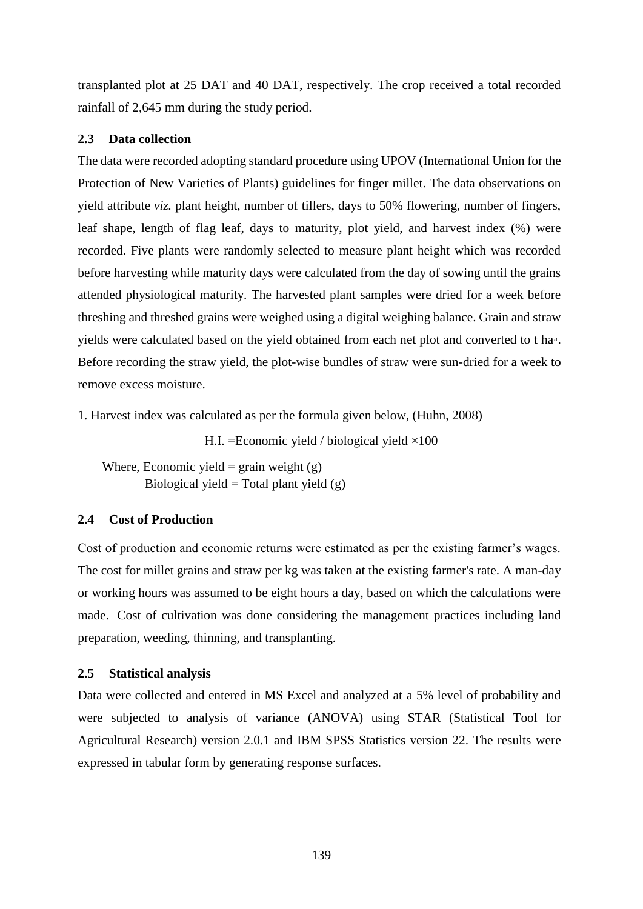transplanted plot at 25 DAT and 40 DAT, respectively. The crop received a total recorded rainfall of 2,645 mm during the study period.

### 2.3 Data collection

The data were recorded adopting standard procedure using UPOV (International Union for the Protection of New Varieties of Plants) guidelines for finger millet. The data observations on yield attribute *viz.* plant height, number of tillers, days to 50% flowering, number of fingers, leaf shape, length of flag leaf, days to maturity, plot yield, and harvest index (%) were recorded. Five plants were randomly selected to measure plant height which was recorded before harvesting while maturity days were calculated from the day of sowing until the grains attended physiological maturity. The harvested plant samples were dried for a week before threshing and threshed grains were weighed using a digital weighing balance. Grain and straw yields were calculated based on the yield obtained from each net plot and converted to t ha$^{-1}$. Before recording the straw yield, the plot-wise bundles of straw were sun-dried for a week to remove excess moisture.

1. Harvest index was calculated as per the formula given below, (Huhn, 2008)

$$H.I. = \text{Economic yield} / \text{biological yield} \times 100$$

Where, Economic yield = grain weight (g)
Biological yield = Total plant yield (g)

### 2.4 Cost of Production

Cost of production and economic returns were estimated as per the existing farmer's wages. The cost for millet grains and straw per kg was taken at the existing farmer's rate. A man-day or working hours was assumed to be eight hours a day, based on which the calculations were made. Cost of cultivation was done considering the management practices including land preparation, weeding, thinning, and transplanting.

### 2.5 Statistical analysis

Data were collected and entered in MS Excel and analyzed at a 5% level of probability and were subjected to analysis of variance (ANOVA) using STAR (Statistical Tool for Agricultural Research) version 2.0.1 and IBM SPSS Statistics version 22. The results were expressed in tabular form by generating response surfaces.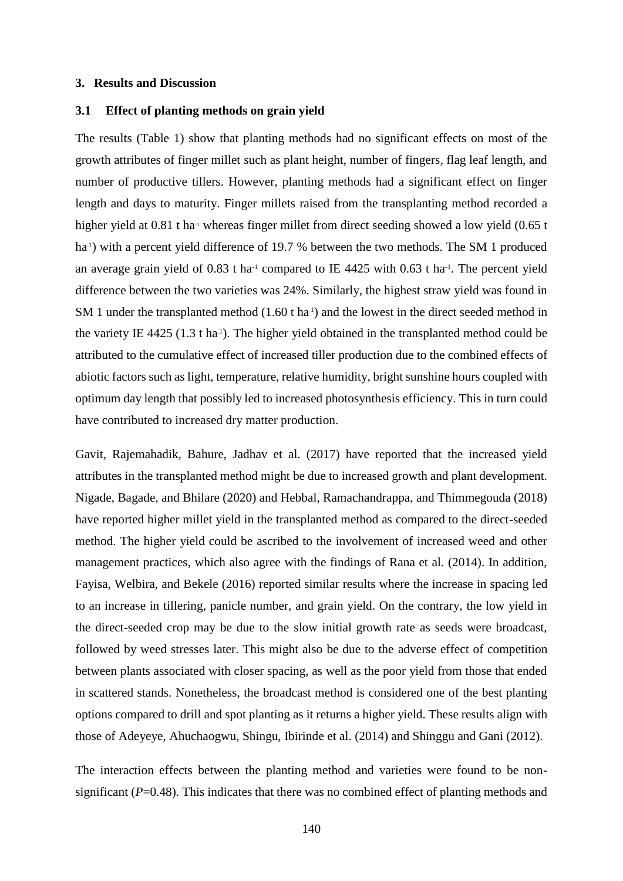## 3. Results and Discussion

### 3.1 Effect of planting methods on grain yield

The results (Table 1) show that planting methods had no significant effects on most of the growth attributes of finger millet such as plant height, number of fingers, flag leaf length, and number of productive tillers. However, planting methods had a significant effect on finger length and days to maturity. Finger millets raised from the transplanting method recorded a higher yield at 0.81 t ha$^{-1}$ whereas finger millet from direct seeding showed a low yield (0.65 t ha$^{-1}$) with a percent yield difference of 19.7 % between the two methods. The SM 1 produced an average grain yield of 0.83 t ha$^{-1}$ compared to IE 4425 with 0.63 t ha$^{-1}$. The percent yield difference between the two varieties was 24%. Similarly, the highest straw yield was found in SM 1 under the transplanted method (1.60 t ha$^{-1}$) and the lowest in the direct seeded method in the variety IE 4425 (1.3 t ha$^{-1}$). The higher yield obtained in the transplanted method could be attributed to the cumulative effect of increased tiller production due to the combined effects of abiotic factors such as light, temperature, relative humidity, bright sunshine hours coupled with optimum day length that possibly led to increased photosynthesis efficiency. This in turn could have contributed to increased dry matter production.

Gavit, Rajemahadik, Bahure, Jadhav et al. (2017) have reported that the increased yield attributes in the transplanted method might be due to increased growth and plant development. Nigade, Bagade, and Bhilare (2020) and Hebbal, Ramachandrappa, and Thimmegouda (2018) have reported higher millet yield in the transplanted method as compared to the direct-seeded method. The higher yield could be ascribed to the involvement of increased weed and other management practices, which also agree with the findings of Rana et al. (2014). In addition, Fayisa, Welbira, and Bekele (2016) reported similar results where the increase in spacing led to an increase in tillering, panicle number, and grain yield. On the contrary, the low yield in the direct-seeded crop may be due to the slow initial growth rate as seeds were broadcast, followed by weed stresses later. This might also be due to the adverse effect of competition between plants associated with closer spacing, as well as the poor yield from those that ended in scattered stands. Nonetheless, the broadcast method is considered one of the best planting options compared to drill and spot planting as it returns a higher yield. These results align with those of Adeyeye, Ahuchaogwu, Shingu, Ibirinde et al. (2014) and Shinggu and Gani (2012).

The interaction effects between the planting method and varieties were found to be non-significant ($P$=0.48). This indicates that there was no combined effect of planting methods and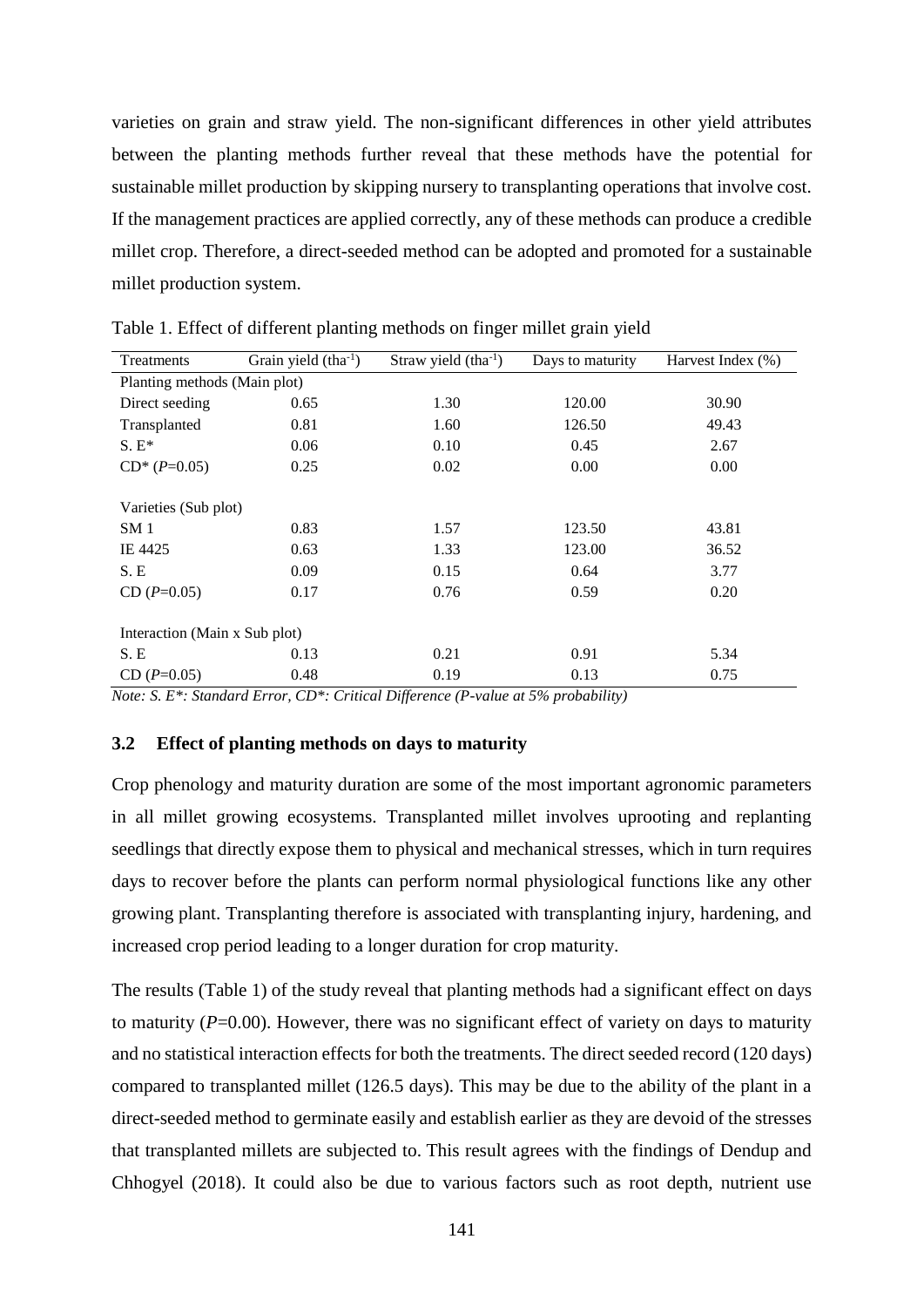varieties on grain and straw yield. The non-significant differences in other yield attributes between the planting methods further reveal that these methods have the potential for sustainable millet production by skipping nursery to transplanting operations that involve cost. If the management practices are applied correctly, any of these methods can produce a credible millet crop. Therefore, a direct-seeded method can be adopted and promoted for a sustainable millet production system.

Table 1. Effect of different planting methods on finger millet grain yield

| Treatments | Grain yield ($tha^{-1}$) | Straw yield ($tha^{-1}$) | Days to maturity | Harvest Index (%) |
|---|---|---|---|---|
| Planting methods (Main plot) | | | | |
| Direct seeding | 0.65 | 1.30 | 120.00 | 30.90 |
| Transplanted | 0.81 | 1.60 | 126.50 | 49.43 |
| S. E* | 0.06 | 0.10 | 0.45 | 2.67 |
| CD* ($P$=0.05) | 0.25 | 0.02 | 0.00 | 0.00 |
| Varieties (Sub plot) | | | | |
| SM 1 | 0.83 | 1.57 | 123.50 | 43.81 |
| IE 4425 | 0.63 | 1.33 | 123.00 | 36.52 |
| S. E | 0.09 | 0.15 | 0.64 | 3.77 |
| CD ($P$=0.05) | 0.17 | 0.76 | 0.59 | 0.20 |
| Interaction (Main x Sub plot) | | | | |
| S. E | 0.13 | 0.21 | 0.91 | 5.34 |
| CD ($P$=0.05) | 0.48 | 0.19 | 0.13 | 0.75 |

*Note: S. E\*: Standard Error, CD\*: Critical Difference (P-value at 5% probability)*

### 3.2 Effect of planting methods on days to maturity

Crop phenology and maturity duration are some of the most important agronomic parameters in all millet growing ecosystems. Transplanted millet involves uprooting and replanting seedlings that directly expose them to physical and mechanical stresses, which in turn requires days to recover before the plants can perform normal physiological functions like any other growing plant. Transplanting therefore is associated with transplanting injury, hardening, and increased crop period leading to a longer duration for crop maturity.

The results (Table 1) of the study reveal that planting methods had a significant effect on days to maturity ($P$=0.00). However, there was no significant effect of variety on days to maturity and no statistical interaction effects for both the treatments. The direct seeded record (120 days) compared to transplanted millet (126.5 days). This may be due to the ability of the plant in a direct-seeded method to germinate easily and establish earlier as they are devoid of the stresses that transplanted millets are subjected to. This result agrees with the findings of Dendup and Chhogyel (2018). It could also be due to various factors such as root depth, nutrient use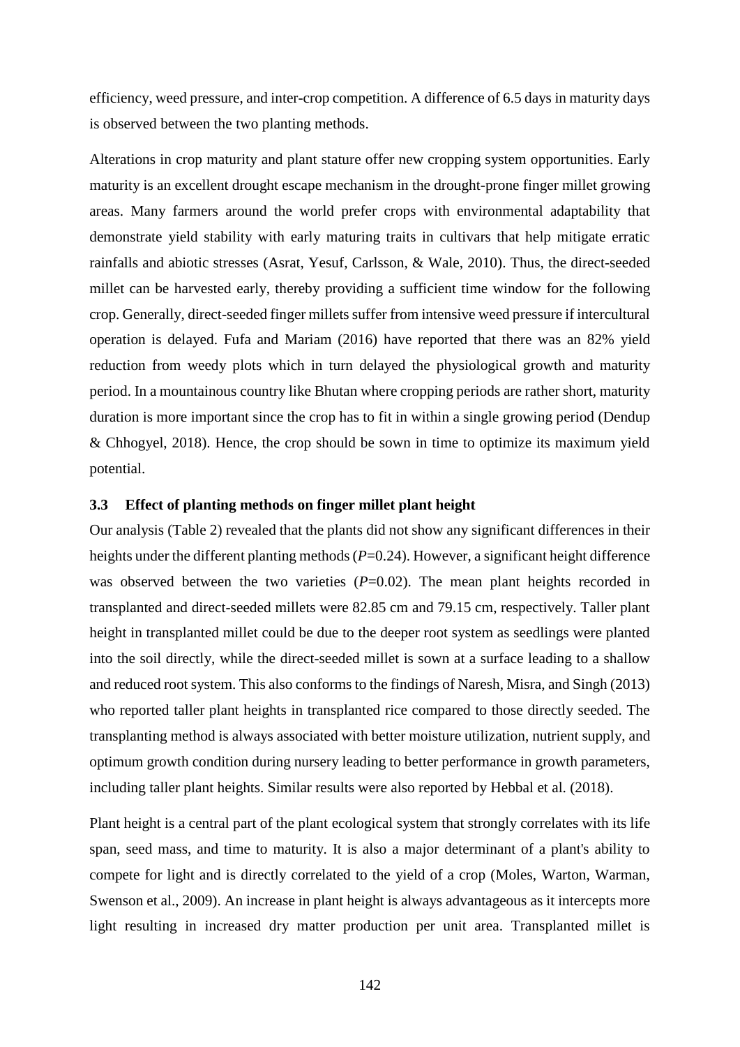efficiency, weed pressure, and inter-crop competition. A difference of 6.5 days in maturity days is observed between the two planting methods.

Alterations in crop maturity and plant stature offer new cropping system opportunities. Early maturity is an excellent drought escape mechanism in the drought-prone finger millet growing areas. Many farmers around the world prefer crops with environmental adaptability that demonstrate yield stability with early maturing traits in cultivars that help mitigate erratic rainfalls and abiotic stresses (Asrat, Yesuf, Carlsson, & Wale, 2010). Thus, the direct-seeded millet can be harvested early, thereby providing a sufficient time window for the following crop. Generally, direct-seeded finger millets suffer from intensive weed pressure if intercultural operation is delayed. Fufa and Mariam (2016) have reported that there was an 82% yield reduction from weedy plots which in turn delayed the physiological growth and maturity period. In a mountainous country like Bhutan where cropping periods are rather short, maturity duration is more important since the crop has to fit in within a single growing period (Dendup & Chhogyel, 2018). Hence, the crop should be sown in time to optimize its maximum yield potential.

### 3.3 Effect of planting methods on finger millet plant height

Our analysis (Table 2) revealed that the plants did not show any significant differences in their heights under the different planting methods ($P$=0.24). However, a significant height difference was observed between the two varieties ($P$=0.02). The mean plant heights recorded in transplanted and direct-seeded millets were 82.85 cm and 79.15 cm, respectively. Taller plant height in transplanted millet could be due to the deeper root system as seedlings were planted into the soil directly, while the direct-seeded millet is sown at a surface leading to a shallow and reduced root system. This also conforms to the findings of Naresh, Misra, and Singh (2013) who reported taller plant heights in transplanted rice compared to those directly seeded. The transplanting method is always associated with better moisture utilization, nutrient supply, and optimum growth condition during nursery leading to better performance in growth parameters, including taller plant heights. Similar results were also reported by Hebbal et al. (2018).

Plant height is a central part of the plant ecological system that strongly correlates with its life span, seed mass, and time to maturity. It is also a major determinant of a plant's ability to compete for light and is directly correlated to the yield of a crop (Moles, Warton, Warman, Swenson et al., 2009). An increase in plant height is always advantageous as it intercepts more light resulting in increased dry matter production per unit area. Transplanted millet is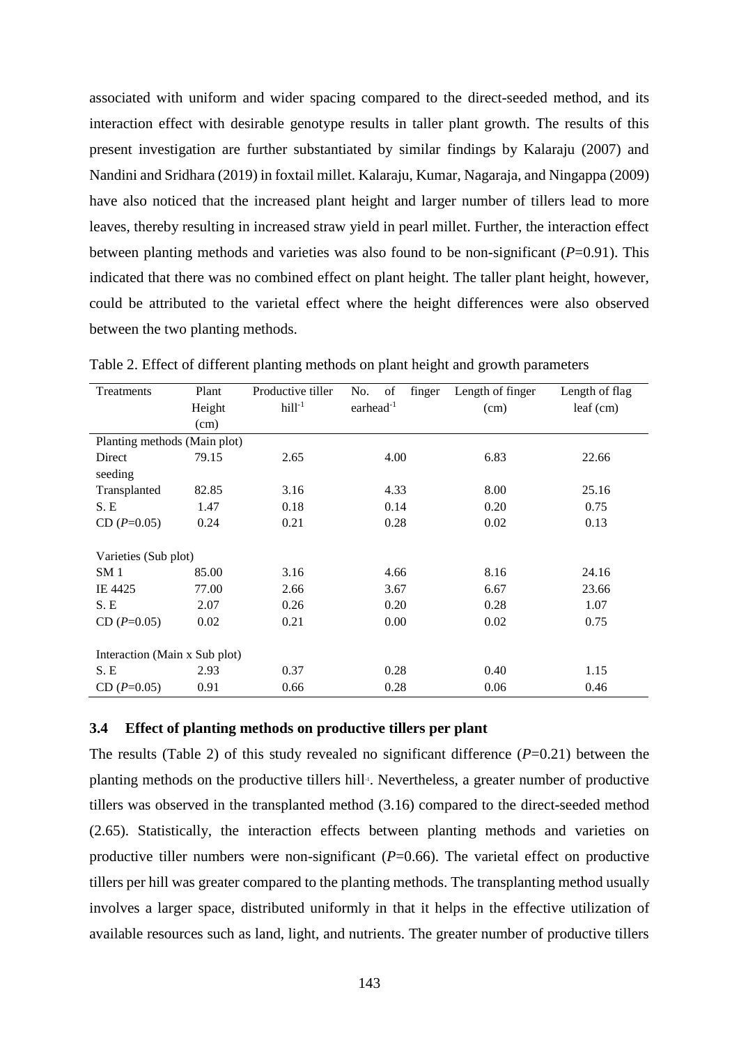associated with uniform and wider spacing compared to the direct-seeded method, and its interaction effect with desirable genotype results in taller plant growth. The results of this present investigation are further substantiated by similar findings by Kalaraju (2007) and Nandini and Sridhara (2019) in foxtail millet. Kalaraju, Kumar, Nagaraja, and Ningappa (2009) have also noticed that the increased plant height and larger number of tillers lead to more leaves, thereby resulting in increased straw yield in pearl millet. Further, the interaction effect between planting methods and varieties was also found to be non-significant (*P*=0.91). This indicated that there was no combined effect on plant height. The taller plant height, however, could be attributed to the varietal effect where the height differences were also observed between the two planting methods.

Table 2. Effect of different planting methods on plant height and growth parameters

| Treatments | Plant Height (cm) | Productive tiller hill$^{-1}$ | No. of finger earhead$^{-1}$ | Length of finger (cm) | Length of flag leaf (cm) |
|---|---|---|---|---|---|
| Planting methods (Main plot) | | | | | |
| Direct seeding | 79.15 | 2.65 | 4.00 | 6.83 | 22.66 |
| Transplanted | 82.85 | 3.16 | 4.33 | 8.00 | 25.16 |
| S. E | 1.47 | 0.18 | 0.14 | 0.20 | 0.75 |
| CD (*P*=0.05) | 0.24 | 0.21 | 0.28 | 0.02 | 0.13 |
| Varieties (Sub plot) | | | | | |
| SM 1 | 85.00 | 3.16 | 4.66 | 8.16 | 24.16 |
| IE 4425 | 77.00 | 2.66 | 3.67 | 6.67 | 23.66 |
| S. E | 2.07 | 0.26 | 0.20 | 0.28 | 1.07 |
| CD (*P*=0.05) | 0.02 | 0.21 | 0.00 | 0.02 | 0.75 |
| Interaction (Main x Sub plot) | | | | | |
| S. E | 2.93 | 0.37 | 0.28 | 0.40 | 1.15 |
| CD (*P*=0.05) | 0.91 | 0.66 | 0.28 | 0.06 | 0.46 |

### 3.4 Effect of planting methods on productive tillers per plant

The results (Table 2) of this study revealed no significant difference (*P*=0.21) between the planting methods on the productive tillers hill$^{-1}$. Nevertheless, a greater number of productive tillers was observed in the transplanted method (3.16) compared to the direct-seeded method (2.65). Statistically, the interaction effects between planting methods and varieties on productive tiller numbers were non-significant (*P*=0.66). The varietal effect on productive tillers per hill was greater compared to the planting methods. The transplanting method usually involves a larger space, distributed uniformly in that it helps in the effective utilization of available resources such as land, light, and nutrients. The greater number of productive tillers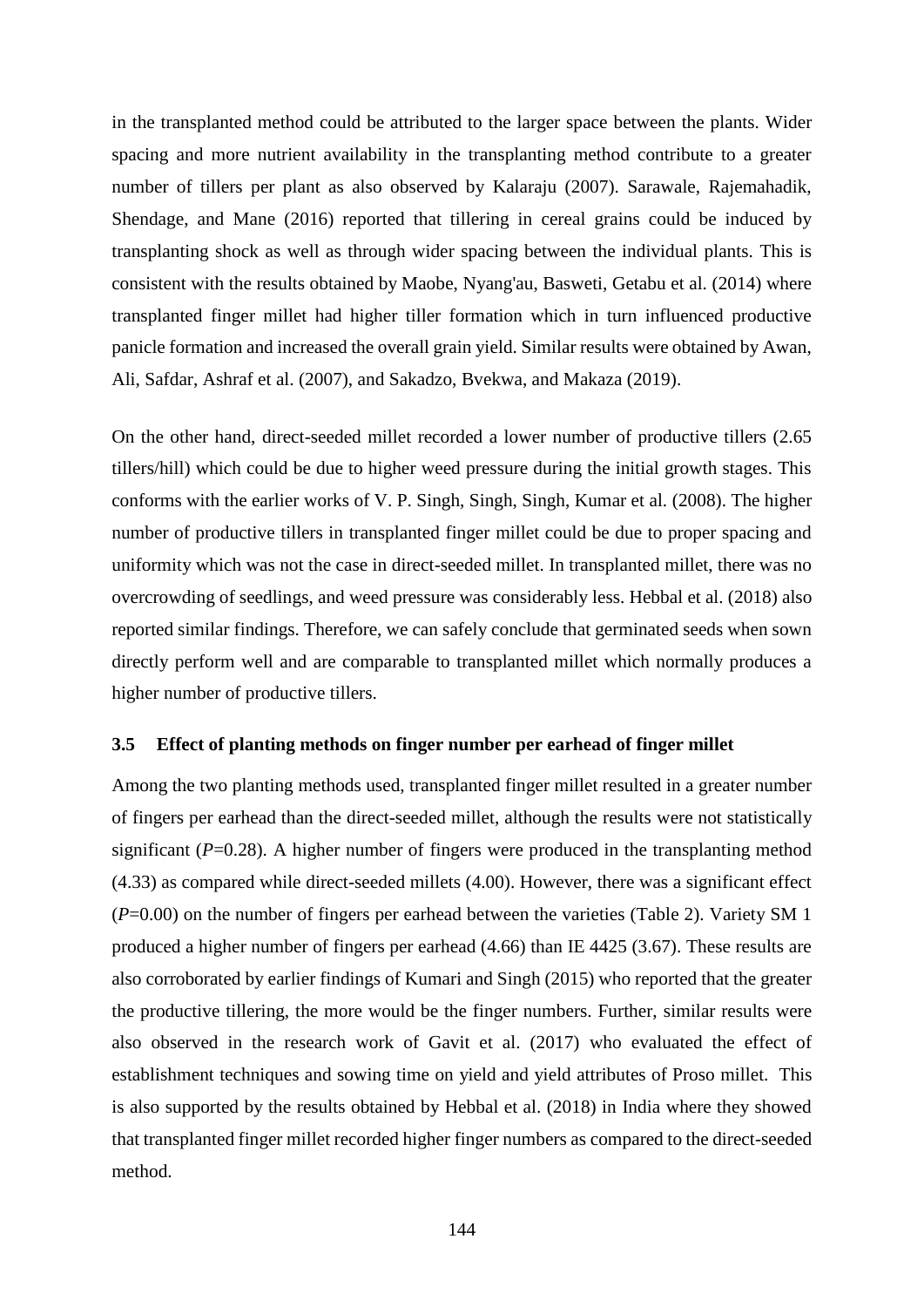in the transplanted method could be attributed to the larger space between the plants. Wider spacing and more nutrient availability in the transplanting method contribute to a greater number of tillers per plant as also observed by Kalaraju (2007). Sarawale, Rajemahadik, Shendage, and Mane (2016) reported that tillering in cereal grains could be induced by transplanting shock as well as through wider spacing between the individual plants. This is consistent with the results obtained by Maobe, Nyang'au, Basweti, Getabu et al. (2014) where transplanted finger millet had higher tiller formation which in turn influenced productive panicle formation and increased the overall grain yield. Similar results were obtained by Awan, Ali, Safdar, Ashraf et al. (2007), and Sakadzo, Bvekwa, and Makaza (2019).

On the other hand, direct-seeded millet recorded a lower number of productive tillers (2.65 tillers/hill) which could be due to higher weed pressure during the initial growth stages. This conforms with the earlier works of V. P. Singh, Singh, Singh, Kumar et al. (2008). The higher number of productive tillers in transplanted finger millet could be due to proper spacing and uniformity which was not the case in direct-seeded millet. In transplanted millet, there was no overcrowding of seedlings, and weed pressure was considerably less. Hebbal et al. (2018) also reported similar findings. Therefore, we can safely conclude that germinated seeds when sown directly perform well and are comparable to transplanted millet which normally produces a higher number of productive tillers.

### 3.5 Effect of planting methods on finger number per earhead of finger millet

Among the two planting methods used, transplanted finger millet resulted in a greater number of fingers per earhead than the direct-seeded millet, although the results were not statistically significant ($P$=0.28). A higher number of fingers were produced in the transplanting method (4.33) as compared while direct-seeded millets (4.00). However, there was a significant effect ($P$=0.00) on the number of fingers per earhead between the varieties (Table 2). Variety SM 1 produced a higher number of fingers per earhead (4.66) than IE 4425 (3.67). These results are also corroborated by earlier findings of Kumari and Singh (2015) who reported that the greater the productive tillering, the more would be the finger numbers. Further, similar results were also observed in the research work of Gavit et al. (2017) who evaluated the effect of establishment techniques and sowing time on yield and yield attributes of Proso millet. This is also supported by the results obtained by Hebbal et al. (2018) in India where they showed that transplanted finger millet recorded higher finger numbers as compared to the direct-seeded method.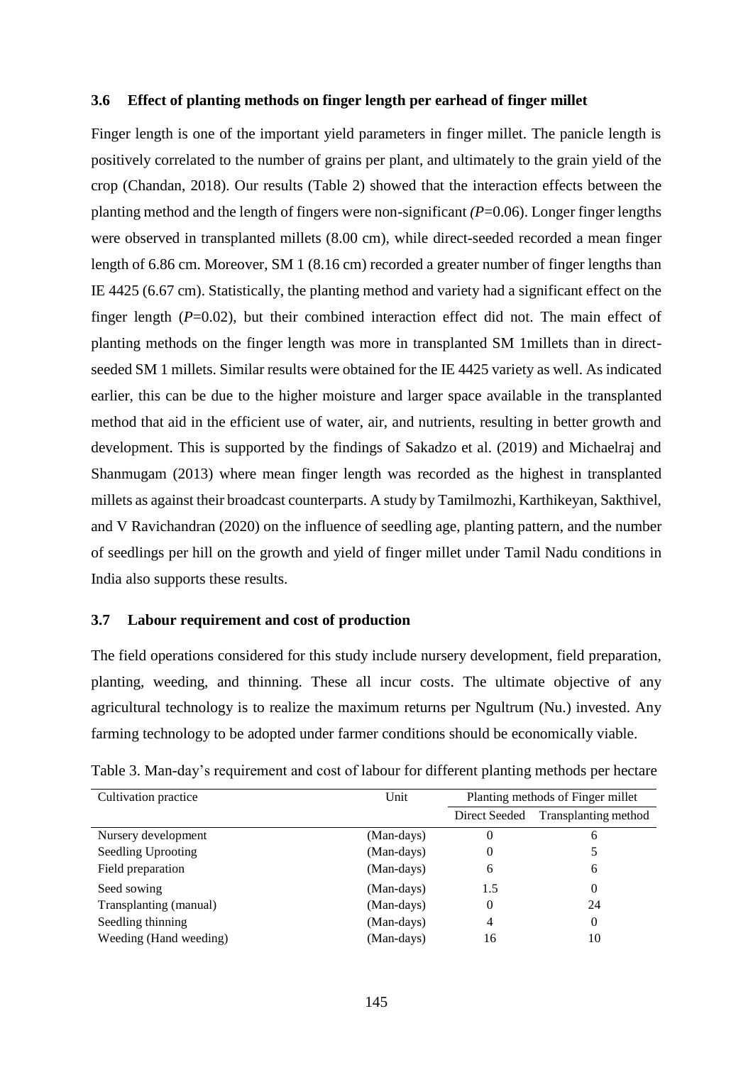### 3.6 Effect of planting methods on finger length per earhead of finger millet

Finger length is one of the important yield parameters in finger millet. The panicle length is positively correlated to the number of grains per plant, and ultimately to the grain yield of the crop (Chandan, 2018). Our results (Table 2) showed that the interaction effects between the planting method and the length of fingers were non-significant *(P*=0.06). Longer finger lengths were observed in transplanted millets (8.00 cm), while direct-seeded recorded a mean finger length of 6.86 cm. Moreover, SM 1 (8.16 cm) recorded a greater number of finger lengths than IE 4425 (6.67 cm). Statistically, the planting method and variety had a significant effect on the finger length (*P*=0.02), but their combined interaction effect did not. The main effect of planting methods on the finger length was more in transplanted SM 1millets than in direct-seeded SM 1 millets. Similar results were obtained for the IE 4425 variety as well. As indicated earlier, this can be due to the higher moisture and larger space available in the transplanted method that aid in the efficient use of water, air, and nutrients, resulting in better growth and development. This is supported by the findings of Sakadzo et al. (2019) and Michaelraj and Shanmugam (2013) where mean finger length was recorded as the highest in transplanted millets as against their broadcast counterparts. A study by Tamilmozhi, Karthikeyan, Sakthivel, and V Ravichandran (2020) on the influence of seedling age, planting pattern, and the number of seedlings per hill on the growth and yield of finger millet under Tamil Nadu conditions in India also supports these results.

### 3.7 Labour requirement and cost of production

The field operations considered for this study include nursery development, field preparation, planting, weeding, and thinning. These all incur costs. The ultimate objective of any agricultural technology is to realize the maximum returns per Ngultrum (Nu.) invested. Any farming technology to be adopted under farmer conditions should be economically viable.

Table 3. Man-day's requirement and cost of labour for different planting methods per hectare

| Cultivation practice | Unit | Planting methods of Finger millet | |
|---|---|---|---|
| | | Direct Seeded | Transplanting method |
| Nursery development | (Man-days) | 0 | 6 |
| Seedling Uprooting | (Man-days) | 0 | 5 |
| Field preparation | (Man-days) | 6 | 6 |
| Seed sowing | (Man-days) | 1.5 | 0 |
| Transplanting (manual) | (Man-days) | 0 | 24 |
| Seedling thinning | (Man-days) | 4 | 0 |
| Weeding (Hand weeding) | (Man-days) | 16 | 10 |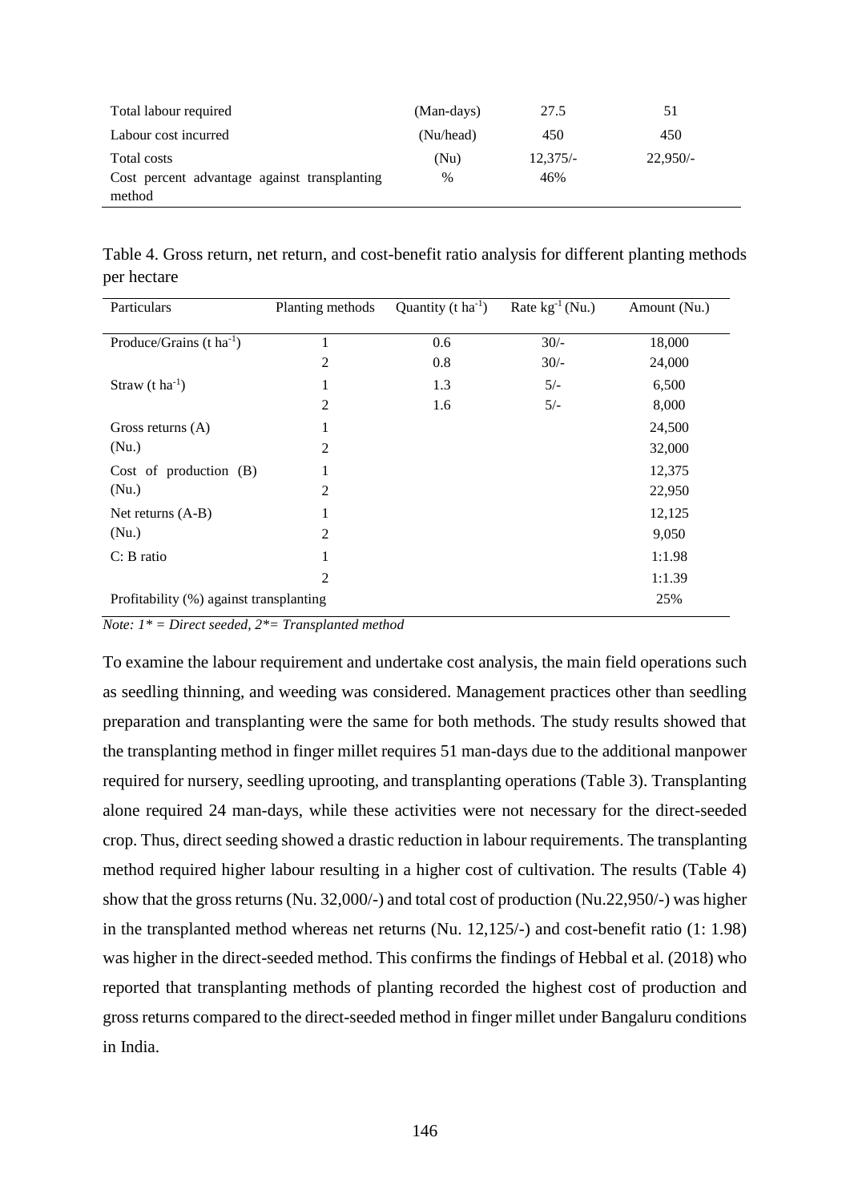| Total labour required | (Man-days) | 27.5 | 51 |
|---|---|---|---|
| Labour cost incurred | (Nu/head) | 450 | 450 |
| Total costs | (Nu) | 12,375/- | 22,950/- |
| Cost percent advantage against transplanting method | % | 46% | |

Table 4. Gross return, net return, and cost-benefit ratio analysis for different planting methods per hectare

| Particulars | Planting methods | Quantity (t $ha^{-1}$) | Rate $kg^{-1}$ (Nu.) | Amount (Nu.) |
|---|---|---|---|---|
| Produce/Grains (t $ha^{-1}$) | 1 | 0.6 | 30/- | 18,000 |
| | 2 | 0.8 | 30/- | 24,000 |
| Straw (t $ha^{-1}$) | 1 | 1.3 | 5/- | 6,500 |
| | 2 | 1.6 | 5/- | 8,000 |
| Gross returns (A) | 1 | | | 24,500 |
| (Nu.) | 2 | | | 32,000 |
| Cost of production (B) | 1 | | | 12,375 |
| (Nu.) | 2 | | | 22,950 |
| Net returns (A-B) | 1 | | | 12,125 |
| (Nu.) | 2 | | | 9,050 |
| C: B ratio | 1 | | | 1:1.98 |
| | 2 | | | 1:1.39 |
| Profitability (%) against transplanting | | | | 25% |

*Note: 1* = Direct seeded, 2*= Transplanted method*

To examine the labour requirement and undertake cost analysis, the main field operations such as seedling thinning, and weeding was considered. Management practices other than seedling preparation and transplanting were the same for both methods. The study results showed that the transplanting method in finger millet requires 51 man-days due to the additional manpower required for nursery, seedling uprooting, and transplanting operations (Table 3). Transplanting alone required 24 man-days, while these activities were not necessary for the direct-seeded crop. Thus, direct seeding showed a drastic reduction in labour requirements. The transplanting method required higher labour resulting in a higher cost of cultivation. The results (Table 4) show that the gross returns (Nu. 32,000/-) and total cost of production (Nu.22,950/-) was higher in the transplanted method whereas net returns (Nu. 12,125/-) and cost-benefit ratio (1: 1.98) was higher in the direct-seeded method. This confirms the findings of Hebbal et al. (2018) who reported that transplanting methods of planting recorded the highest cost of production and gross returns compared to the direct-seeded method in finger millet under Bangaluru conditions in India.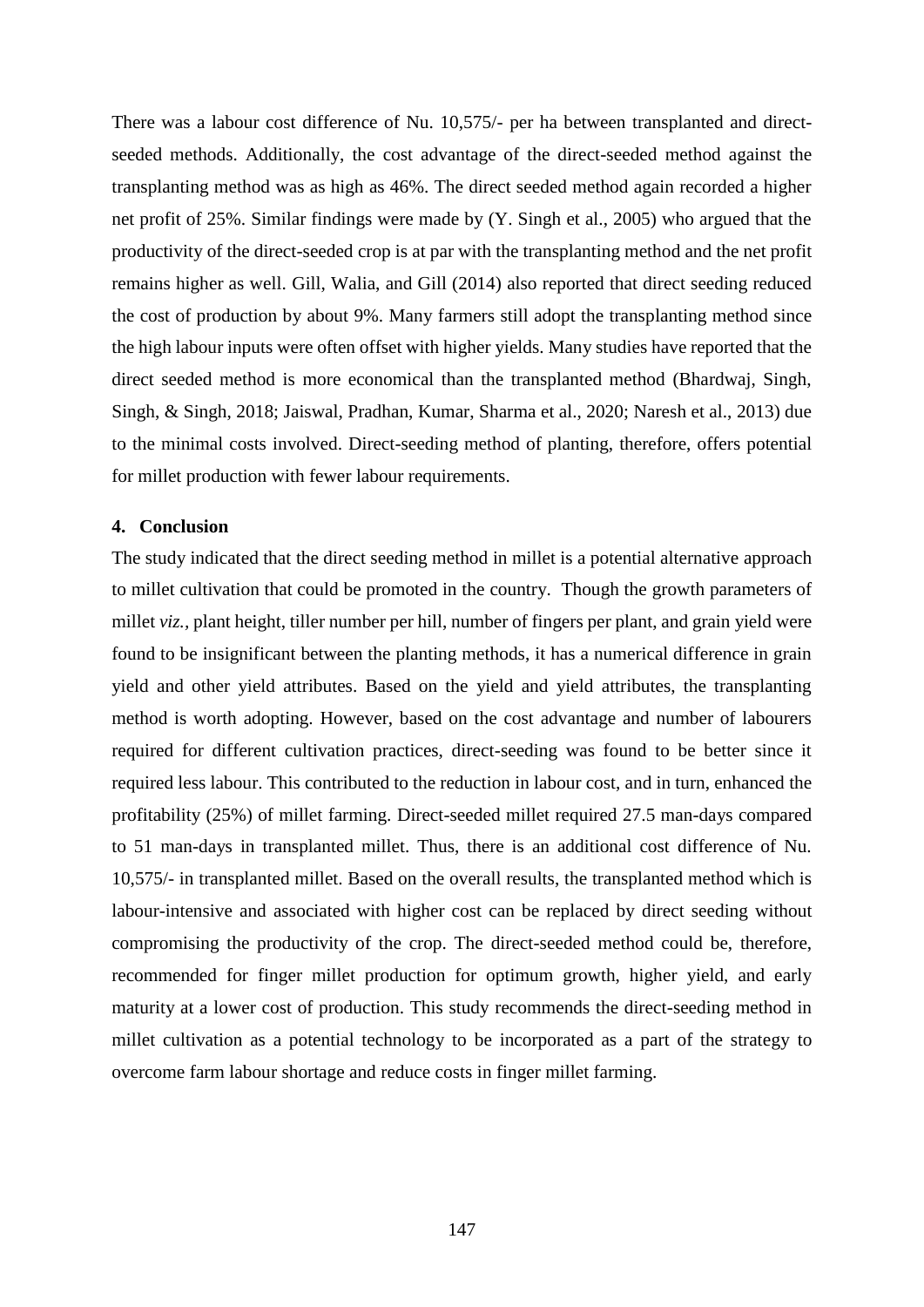There was a labour cost difference of Nu. 10,575/- per ha between transplanted and direct-seeded methods. Additionally, the cost advantage of the direct-seeded method against the transplanting method was as high as 46%. The direct seeded method again recorded a higher net profit of 25%. Similar findings were made by (Y. Singh et al., 2005) who argued that the productivity of the direct-seeded crop is at par with the transplanting method and the net profit remains higher as well. Gill, Walia, and Gill (2014) also reported that direct seeding reduced the cost of production by about 9%. Many farmers still adopt the transplanting method since the high labour inputs were often offset with higher yields. Many studies have reported that the direct seeded method is more economical than the transplanted method (Bhardwaj, Singh, Singh, & Singh, 2018; Jaiswal, Pradhan, Kumar, Sharma et al., 2020; Naresh et al., 2013) due to the minimal costs involved. Direct-seeding method of planting, therefore, offers potential for millet production with fewer labour requirements.

## 4. Conclusion

The study indicated that the direct seeding method in millet is a potential alternative approach to millet cultivation that could be promoted in the country. Though the growth parameters of millet *viz.*, plant height, tiller number per hill, number of fingers per plant, and grain yield were found to be insignificant between the planting methods, it has a numerical difference in grain yield and other yield attributes. Based on the yield and yield attributes, the transplanting method is worth adopting. However, based on the cost advantage and number of labourers required for different cultivation practices, direct-seeding was found to be better since it required less labour. This contributed to the reduction in labour cost, and in turn, enhanced the profitability (25%) of millet farming. Direct-seeded millet required 27.5 man-days compared to 51 man-days in transplanted millet. Thus, there is an additional cost difference of Nu. 10,575/- in transplanted millet. Based on the overall results, the transplanted method which is labour-intensive and associated with higher cost can be replaced by direct seeding without compromising the productivity of the crop. The direct-seeded method could be, therefore, recommended for finger millet production for optimum growth, higher yield, and early maturity at a lower cost of production. This study recommends the direct-seeding method in millet cultivation as a potential technology to be incorporated as a part of the strategy to overcome farm labour shortage and reduce costs in finger millet farming.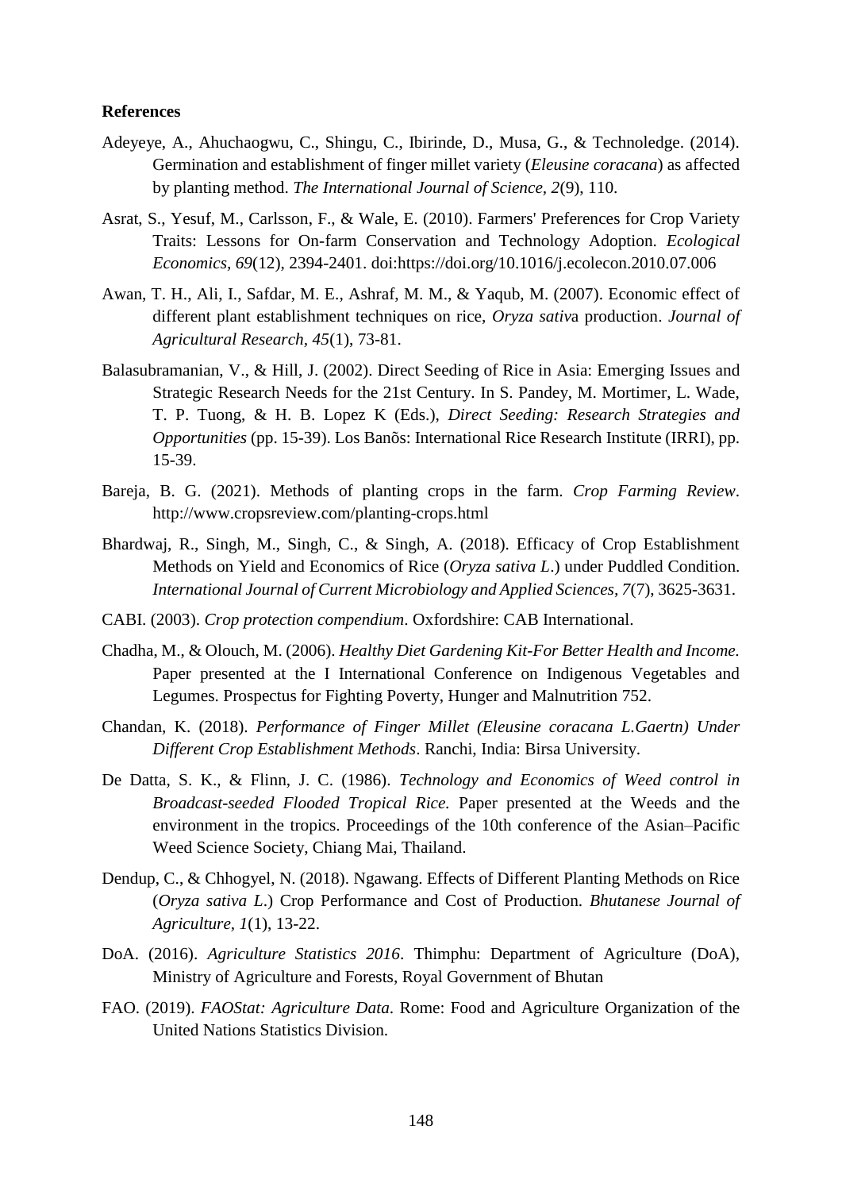**References**

Adeyeye, A., Ahuchaogwu, C., Shingu, C., Ibirinde, D., Musa, G., & Technoledge. (2014). Germination and establishment of finger millet variety (*Eleusine coracana*) as affected by planting method. *The International Journal of Science, 2*(9), 110.

Asrat, S., Yesuf, M., Carlsson, F., & Wale, E. (2010). Farmers' Preferences for Crop Variety Traits: Lessons for On-farm Conservation and Technology Adoption. *Ecological Economics, 69*(12), 2394-2401. doi:https://doi.org/10.1016/j.ecolecon.2010.07.006

Awan, T. H., Ali, I., Safdar, M. E., Ashraf, M. M., & Yaqub, M. (2007). Economic effect of different plant establishment techniques on rice, *Oryza sativ*a production. *Journal of Agricultural Research, 45*(1), 73-81.

Balasubramanian, V., & Hill, J. (2002). Direct Seeding of Rice in Asia: Emerging Issues and Strategic Research Needs for the 21st Century. In S. Pandey, M. Mortimer, L. Wade, T. P. Tuong, & H. B. Lopez K (Eds.), *Direct Seeding: Research Strategies and Opportunities* (pp. 15-39). Los Banõs: International Rice Research Institute (IRRI), pp. 15-39.

Bareja, B. G. (2021). Methods of planting crops in the farm. *Crop Farming Review*. http://www.cropsreview.com/planting-crops.html

Bhardwaj, R., Singh, M., Singh, C., & Singh, A. (2018). Efficacy of Crop Establishment Methods on Yield and Economics of Rice (*Oryza sativa L*.) under Puddled Condition. *International Journal of Current Microbiology and Applied Sciences, 7*(7), 3625-3631.

CABI. (2003). *Crop protection compendium*. Oxfordshire: CAB International.

Chadha, M., & Olouch, M. (2006). *Healthy Diet Gardening Kit-For Better Health and Income.* Paper presented at the I International Conference on Indigenous Vegetables and Legumes. Prospectus for Fighting Poverty, Hunger and Malnutrition 752.

Chandan, K. (2018). *Performance of Finger Millet (Eleusine coracana L.Gaertn) Under Different Crop Establishment Methods*. Ranchi, India: Birsa University.

De Datta, S. K., & Flinn, J. C. (1986). *Technology and Economics of Weed control in Broadcast-seeded Flooded Tropical Rice.* Paper presented at the Weeds and the environment in the tropics. Proceedings of the 10th conference of the Asian–Pacific Weed Science Society, Chiang Mai, Thailand.

Dendup, C., & Chhogyel, N. (2018). Ngawang. Effects of Different Planting Methods on Rice (*Oryza sativa L*.) Crop Performance and Cost of Production. *Bhutanese Journal of Agriculture, 1*(1), 13-22.

DoA. (2016). *Agriculture Statistics 2016*. Thimphu: Department of Agriculture (DoA), Ministry of Agriculture and Forests, Royal Government of Bhutan

FAO. (2019). *FAOStat: Agriculture Data*. Rome: Food and Agriculture Organization of the United Nations Statistics Division.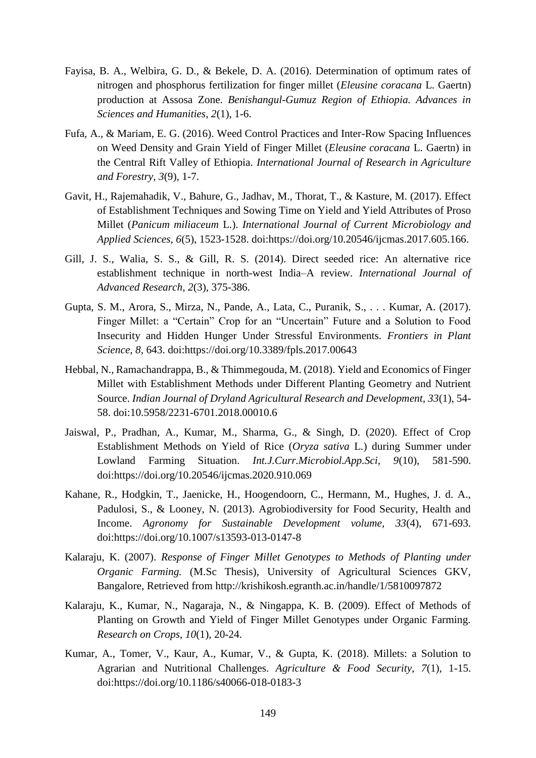Fayisa, B. A., Welbira, G. D., & Bekele, D. A. (2016). Determination of optimum rates of nitrogen and phosphorus fertilization for finger millet (*Eleusine coracana* L. Gaertn) production at Assosa Zone. *Benishangul-Gumuz Region of Ethiopia. Advances in Sciences and Humanities, 2*(1), 1-6.

Fufa, A., & Mariam, E. G. (2016). Weed Control Practices and Inter-Row Spacing Influences on Weed Density and Grain Yield of Finger Millet (*Eleusine coracana* L. Gaertn) in the Central Rift Valley of Ethiopia. *International Journal of Research in Agriculture and Forestry, 3*(9), 1-7.

Gavit, H., Rajemahadik, V., Bahure, G., Jadhav, M., Thorat, T., & Kasture, M. (2017). Effect of Establishment Techniques and Sowing Time on Yield and Yield Attributes of Proso Millet (*Panicum miliaceum* L.). *International Journal of Current Microbiology and Applied Sciences, 6*(5), 1523-1528. doi:https://doi.org/10.20546/ijcmas.2017.605.166.

Gill, J. S., Walia, S. S., & Gill, R. S. (2014). Direct seeded rice: An alternative rice establishment technique in north-west India–A review. *International Journal of Advanced Research, 2*(3), 375-386.

Gupta, S. M., Arora, S., Mirza, N., Pande, A., Lata, C., Puranik, S., . . . Kumar, A. (2017). Finger Millet: a "Certain" Crop for an "Uncertain" Future and a Solution to Food Insecurity and Hidden Hunger Under Stressful Environments. *Frontiers in Plant Science, 8*, 643. doi:https://doi.org/10.3389/fpls.2017.00643

Hebbal, N., Ramachandrappa, B., & Thimmegouda, M. (2018). Yield and Economics of Finger Millet with Establishment Methods under Different Planting Geometry and Nutrient Source. *Indian Journal of Dryland Agricultural Research and Development, 33*(1), 54-58. doi:10.5958/2231-6701.2018.00010.6

Jaiswal, P., Pradhan, A., Kumar, M., Sharma, G., & Singh, D. (2020). Effect of Crop Establishment Methods on Yield of Rice (*Oryza sativa* L.) during Summer under Lowland Farming Situation. *Int.J.Curr.Microbiol.App.Sci, 9*(10), 581-590. doi:https://doi.org/10.20546/ijcmas.2020.910.069

Kahane, R., Hodgkin, T., Jaenicke, H., Hoogendoorn, C., Hermann, M., Hughes, J. d. A., Padulosi, S., & Looney, N. (2013). Agrobiodiversity for Food Security, Health and Income. *Agronomy for Sustainable Development volume, 33*(4), 671-693. doi:https://doi.org/10.1007/s13593-013-0147-8

Kalaraju, K. (2007). *Response of Finger Millet Genotypes to Methods of Planting under Organic Farming.* (M.Sc Thesis), University of Agricultural Sciences GKV, Bangalore, Retrieved from http://krishikosh.egranth.ac.in/handle/1/5810097872

Kalaraju, K., Kumar, N., Nagaraja, N., & Ningappa, K. B. (2009). Effect of Methods of Planting on Growth and Yield of Finger Millet Genotypes under Organic Farming. *Research on Crops, 10*(1), 20-24.

Kumar, A., Tomer, V., Kaur, A., Kumar, V., & Gupta, K. (2018). Millets: a Solution to Agrarian and Nutritional Challenges. *Agriculture & Food Security, 7*(1), 1-15. doi:https://doi.org/10.1186/s40066-018-0183-3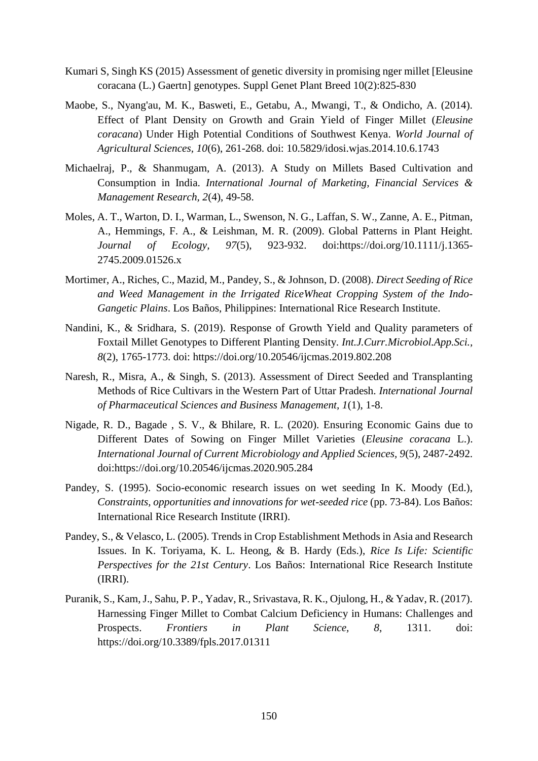Kumari S, Singh KS (2015) Assessment of genetic diversity in promising nger millet [Eleusine coracana (L.) Gaertn] genotypes. Suppl Genet Plant Breed 10(2):825-830

Maobe, S., Nyang'au, M. K., Basweti, E., Getabu, A., Mwangi, T., & Ondicho, A. (2014). Effect of Plant Density on Growth and Grain Yield of Finger Millet (*Eleusine coracana*) Under High Potential Conditions of Southwest Kenya. *World Journal of Agricultural Sciences, 10*(6), 261-268. doi: 10.5829/idosi.wjas.2014.10.6.1743

Michaelraj, P., & Shanmugam, A. (2013). A Study on Millets Based Cultivation and Consumption in India. *International Journal of Marketing, Financial Services & Management Research, 2*(4), 49-58.

Moles, A. T., Warton, D. I., Warman, L., Swenson, N. G., Laffan, S. W., Zanne, A. E., Pitman, A., Hemmings, F. A., & Leishman, M. R. (2009). Global Patterns in Plant Height. *Journal of Ecology, 97*(5), 923-932. doi:https://doi.org/10.1111/j.1365-2745.2009.01526.x

Mortimer, A., Riches, C., Mazid, M., Pandey, S., & Johnson, D. (2008). *Direct Seeding of Rice and Weed Management in the Irrigated RiceWheat Cropping System of the Indo-Gangetic Plains*. Los Baños, Philippines: International Rice Research Institute.

Nandini, K., & Sridhara, S. (2019). Response of Growth Yield and Quality parameters of Foxtail Millet Genotypes to Different Planting Density. *Int.J.Curr.Microbiol.App.Sci., 8*(2), 1765-1773. doi: https://doi.org/10.20546/ijcmas.2019.802.208

Naresh, R., Misra, A., & Singh, S. (2013). Assessment of Direct Seeded and Transplanting Methods of Rice Cultivars in the Western Part of Uttar Pradesh. *International Journal of Pharmaceutical Sciences and Business Management, 1*(1), 1-8.

Nigade, R. D., Bagade , S. V., & Bhilare, R. L. (2020). Ensuring Economic Gains due to Different Dates of Sowing on Finger Millet Varieties (*Eleusine coracana* L.). *International Journal of Current Microbiology and Applied Sciences, 9*(5), 2487-2492. doi:https://doi.org/10.20546/ijcmas.2020.905.284

Pandey, S. (1995). Socio-economic research issues on wet seeding In K. Moody (Ed.), *Constraints, opportunities and innovations for wet-seeded rice* (pp. 73-84). Los Baños: International Rice Research Institute (IRRI).

Pandey, S., & Velasco, L. (2005). Trends in Crop Establishment Methods in Asia and Research Issues. In K. Toriyama, K. L. Heong, & B. Hardy (Eds.), *Rice Is Life: Scientific Perspectives for the 21st Century*. Los Baños: International Rice Research Institute (IRRI).

Puranik, S., Kam, J., Sahu, P. P., Yadav, R., Srivastava, R. K., Ojulong, H., & Yadav, R. (2017). Harnessing Finger Millet to Combat Calcium Deficiency in Humans: Challenges and Prospects. *Frontiers in Plant Science, 8*, 1311. doi: https://doi.org/10.3389/fpls.2017.01311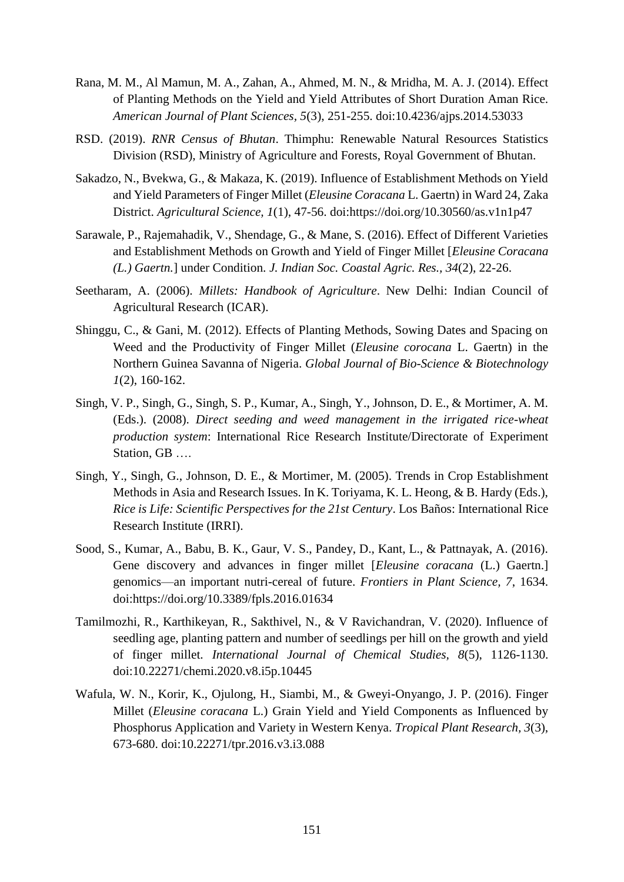Rana, M. M., Al Mamun, M. A., Zahan, A., Ahmed, M. N., & Mridha, M. A. J. (2014). Effect of Planting Methods on the Yield and Yield Attributes of Short Duration Aman Rice. *American Journal of Plant Sciences, 5*(3), 251-255. doi:10.4236/ajps.2014.53033

RSD. (2019). *RNR Census of Bhutan*. Thimphu: Renewable Natural Resources Statistics Division (RSD), Ministry of Agriculture and Forests, Royal Government of Bhutan.

Sakadzo, N., Bvekwa, G., & Makaza, K. (2019). Influence of Establishment Methods on Yield and Yield Parameters of Finger Millet (*Eleusine Coracana* L. Gaertn) in Ward 24, Zaka District. *Agricultural Science, 1*(1), 47-56. doi:https://doi.org/10.30560/as.v1n1p47

Sarawale, P., Rajemahadik, V., Shendage, G., & Mane, S. (2016). Effect of Different Varieties and Establishment Methods on Growth and Yield of Finger Millet [*Eleusine Coracana (L.) Gaertn.*] under Condition. *J. Indian Soc. Coastal Agric. Res., 34*(2), 22-26.

Seetharam, A. (2006). *Millets: Handbook of Agriculture*. New Delhi: Indian Council of Agricultural Research (ICAR).

Shinggu, C., & Gani, M. (2012). Effects of Planting Methods, Sowing Dates and Spacing on Weed and the Productivity of Finger Millet (*Eleusine corocana* L. Gaertn) in the Northern Guinea Savanna of Nigeria. *Global Journal of Bio-Science & Biotechnology 1*(2), 160-162.

Singh, V. P., Singh, G., Singh, S. P., Kumar, A., Singh, Y., Johnson, D. E., & Mortimer, A. M. (Eds.). (2008). *Direct seeding and weed management in the irrigated rice-wheat production system*: International Rice Research Institute/Directorate of Experiment Station, GB ….

Singh, Y., Singh, G., Johnson, D. E., & Mortimer, M. (2005). Trends in Crop Establishment Methods in Asia and Research Issues. In K. Toriyama, K. L. Heong, & B. Hardy (Eds.), *Rice is Life: Scientific Perspectives for the 21st Century*. Los Baños: International Rice Research Institute (IRRI).

Sood, S., Kumar, A., Babu, B. K., Gaur, V. S., Pandey, D., Kant, L., & Pattnayak, A. (2016). Gene discovery and advances in finger millet [*Eleusine coracana* (L.) Gaertn.] genomics—an important nutri-cereal of future. *Frontiers in Plant Science, 7*, 1634. doi:https://doi.org/10.3389/fpls.2016.01634

Tamilmozhi, R., Karthikeyan, R., Sakthivel, N., & V Ravichandran, V. (2020). Influence of seedling age, planting pattern and number of seedlings per hill on the growth and yield of finger millet. *International Journal of Chemical Studies, 8*(5), 1126-1130. doi:10.22271/chemi.2020.v8.i5p.10445

Wafula, W. N., Korir, K., Ojulong, H., Siambi, M., & Gweyi-Onyango, J. P. (2016). Finger Millet (*Eleusine coracana* L.) Grain Yield and Yield Components as Influenced by Phosphorus Application and Variety in Western Kenya. *Tropical Plant Research, 3*(3), 673-680. doi:10.22271/tpr.2016.v3.i3.088